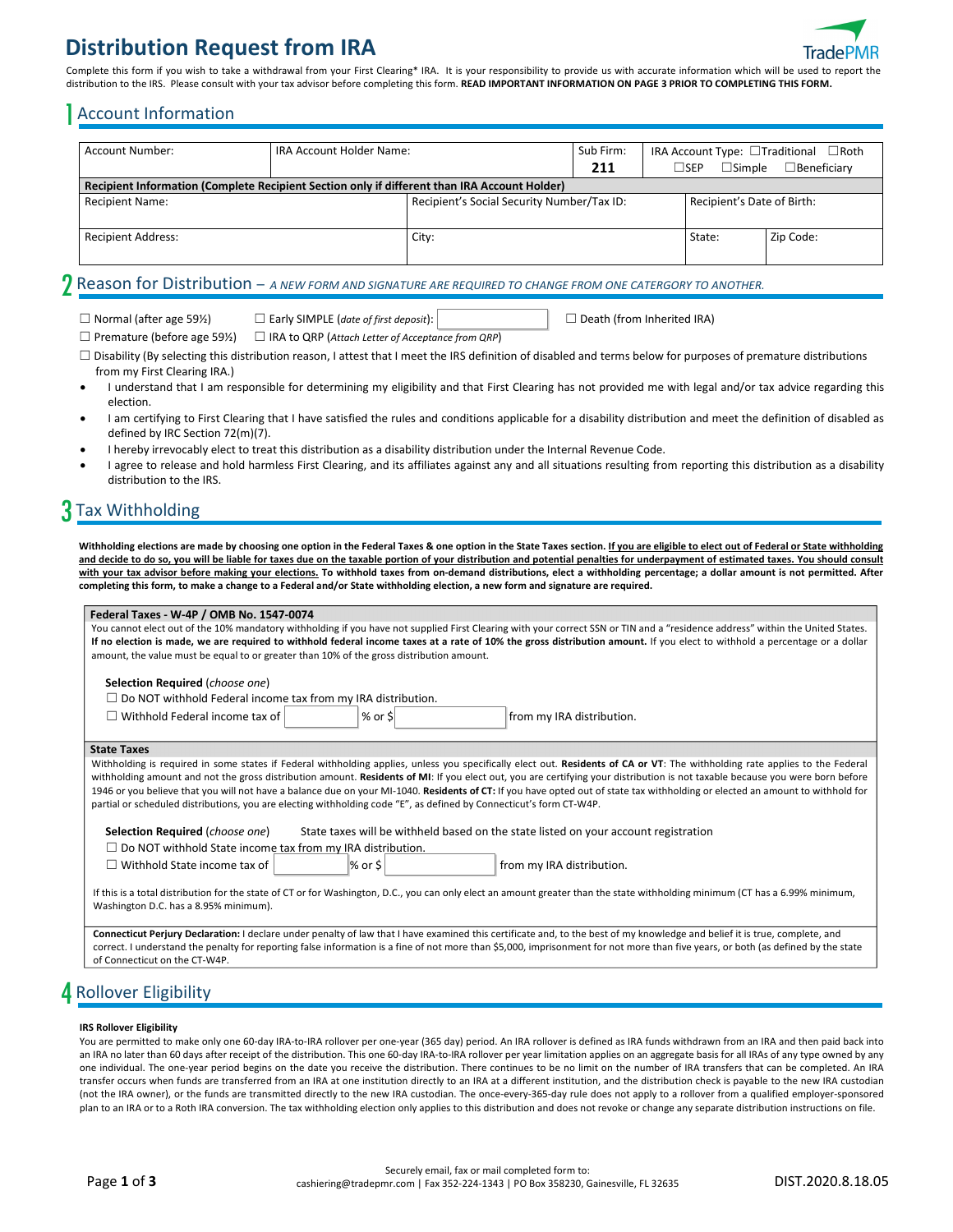# Distribution Request from IRA

Complete this form if you wish to take a withdrawal from your First Clearing* IRA. It is your responsibility to provide us with accurate information which will be used to report the distribution to the IRS. Please consult with your tax advisor before completing this form. **READ IMPORTANT INFORMATION ON PAGE 3 PRIOR TO COMPLETING THIS FORM.**

## 1 Account Information

| Account Number: | IRA Account Holder Name: | Sub Firm: **211** | IRA Account Type: ☐Traditional ☐Roth ☐SEP ☐Simple ☐Beneficiary |
|---|---|---|---|

**Recipient Information (Complete Recipient Section only if different than IRA Account Holder)**

| Recipient Name: | Recipient's Social Security Number/Tax ID: | Recipient's Date of Birth: | |
|---|---|---|---|
| Recipient Address: | City: | State: | Zip Code: |

## 2 Reason for Distribution – *A NEW FORM AND SIGNATURE ARE REQUIRED TO CHANGE FROM ONE CATERGORY TO ANOTHER.*

☐ Normal (after age 59½) ☐ Early SIMPLE (*date of first deposit*): ______ ☐ Death (from Inherited IRA)

☐ Premature (before age 59½) ☐ IRA to QRP (*Attach Letter of Acceptance from QRP*)

☐ Disability (By selecting this distribution reason, I attest that I meet the IRS definition of disabled and terms below for purposes of premature distributions from my First Clearing IRA.)

- I understand that I am responsible for determining my eligibility and that First Clearing has not provided me with legal and/or tax advice regarding this election.
- I am certifying to First Clearing that I have satisfied the rules and conditions applicable for a disability distribution and meet the definition of disabled as defined by IRC Section 72(m)(7).
- I hereby irrevocably elect to treat this distribution as a disability distribution under the Internal Revenue Code.
- I agree to release and hold harmless First Clearing, and its affiliates against any and all situations resulting from reporting this distribution as a disability distribution to the IRS.

## 3 Tax Withholding

**Withholding elections are made by choosing one option in the Federal Taxes & one option in the State Taxes section. If you are eligible to elect out of Federal or State withholding and decide to do so, you will be liable for taxes due on the taxable portion of your distribution and potential penalties for underpayment of estimated taxes. You should consult with your tax advisor before making your elections. To withhold taxes from on-demand distributions, elect a withholding percentage; a dollar amount is not permitted. After completing this form, to make a change to a Federal and/or State withholding election, a new form and signature are required.**

### Federal Taxes - W-4P / OMB No. 1547-0074

You cannot elect out of the 10% mandatory withholding if you have not supplied First Clearing with your correct SSN or TIN and a "residence address" within the United States. **If no election is made, we are required to withhold federal income taxes at a rate of 10% the gross distribution amount.** If you elect to withhold a percentage or a dollar amount, the value must be equal to or greater than 10% of the gross distribution amount.

**Selection Required** (*choose one*)

☐ Do NOT withhold Federal income tax from my IRA distribution.

☐ Withhold Federal income tax of ______ % or $ ______ from my IRA distribution.

### State Taxes

Withholding is required in some states if Federal withholding applies, unless you specifically elect out. **Residents of CA or VT**: The withholding rate applies to the Federal withholding amount and not the gross distribution amount. **Residents of MI**: If you elect out, you are certifying your distribution is not taxable because you were born before 1946 or you believe that you will not have a balance due on your MI-1040. **Residents of CT:** If you have opted out of state tax withholding or elected an amount to withhold for partial or scheduled distributions, you are electing withholding code "E", as defined by Connecticut's form CT-W4P.

**Selection Required** (*choose one*) State taxes will be withheld based on the state listed on your account registration

☐ Do NOT withhold State income tax from my IRA distribution.

☐ Withhold State income tax of ______ % or $ ______ from my IRA distribution.

If this is a total distribution for the state of CT or for Washington, D.C., you can only elect an amount greater than the state withholding minimum (CT has a 6.99% minimum, Washington D.C. has a 8.95% minimum).

**Connecticut Perjury Declaration:** I declare under penalty of law that I have examined this certificate and, to the best of my knowledge and belief it is true, complete, and correct. I understand the penalty for reporting false information is a fine of not more than $5,000, imprisonment for not more than five years, or both (as defined by the state of Connecticut on the CT-W4P.

## 4 Rollover Eligibility

**IRS Rollover Eligibility**

You are permitted to make only one 60-day IRA-to-IRA rollover per one-year (365 day) period. An IRA rollover is defined as IRA funds withdrawn from an IRA and then paid back into an IRA no later than 60 days after receipt of the distribution. This one 60-day IRA-to-IRA rollover per year limitation applies on an aggregate basis for all IRAs of any type owned by any one individual. The one-year period begins on the date you receive the distribution. There continues to be no limit on the number of IRA transfers that can be completed. An IRA transfer occurs when funds are transferred from an IRA at one institution directly to an IRA at a different institution, and the distribution check is payable to the new IRA custodian (not the IRA owner), or the funds are transmitted directly to the new IRA custodian. The once-every-365-day rule does not apply to a rollover from a qualified employer-sponsored plan to an IRA or to a Roth IRA conversion. The tax withholding election only applies to this distribution and does not revoke or change any separate distribution instructions on file.

Securely email, fax or mail completed form to:
cashiering@tradepmr.com | Fax 352-224-1343 | PO Box 358230, Gainesville, FL 32635

DIST.2020.8.18.05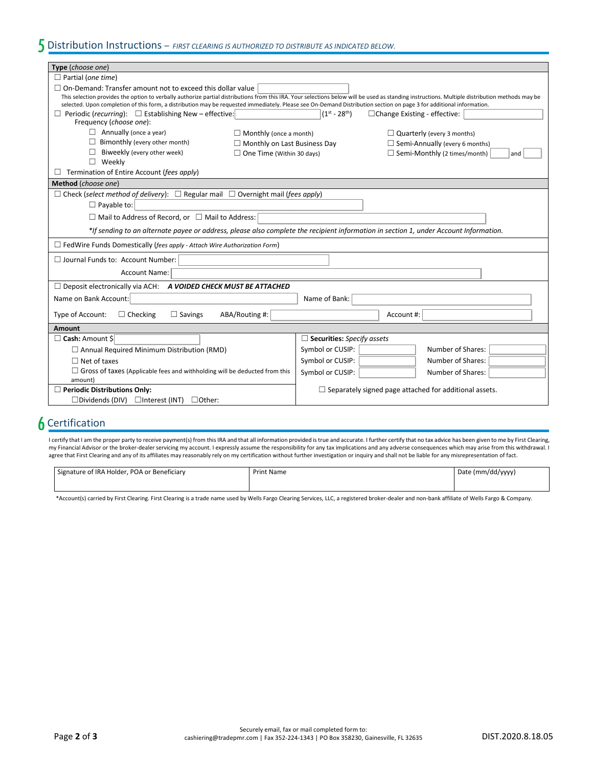## 5 Distribution Instructions – *FIRST CLEARING IS AUTHORIZED TO DISTRIBUTE AS INDICATED BELOW.*

**Type** (*choose one*)

☐ Partial (*one time*)

☐ On-Demand: Transfer amount not to exceed this dollar value ________

This selection provides the option to verbally authorize partial distributions from this IRA. Your selections below will be used as standing instructions. Multiple distribution methods may be selected. Upon completion of this form, a distribution may be requested immediately. Please see On-Demand Distribution section on page 3 for additional information.

☐ Periodic (*recurring*): ☐ Establishing New – effective: ________ (1st - 28th) ☐ Change Existing - effective: ________

Frequency (*choose one*):

| | | |
|---|---|---|
| ☐ Annually (once a year) | ☐ Monthly (once a month) | ☐ Quarterly (every 3 months) |
| ☐ Bimonthly (every other month) | ☐ Monthly on Last Business Day | ☐ Semi-Annually (every 6 months) |
| ☐ Biweekly (every other week) | ☐ One Time (Within 30 days) | ☐ Semi-Monthly (2 times/month) ____ and ____ |
| ☐ Weekly | | |

☐ Termination of Entire Account (*fees apply*)

**Method** (*choose one*)

☐ Check (*select method of delivery*): ☐ Regular mail ☐ Overnight mail (*fees apply*)

☐ Payable to: ________

☐ Mail to Address of Record, or ☐ Mail to Address: ________

*\*If sending to an alternate payee or address, please also complete the recipient information in section 1, under Account Information.*

☐ FedWire Funds Domestically (*fees apply - Attach Wire Authorization Form*)

☐ Journal Funds to: Account Number: ________

Account Name: ________

☐ Deposit electronically via ACH: ***A VOIDED CHECK MUST BE ATTACHED***

Name on Bank Account: ________ Name of Bank: ________

Type of Account: ☐ Checking ☐ Savings ABA/Routing #: ________ Account #: ________

**Amount**

| | |
|---|---|
| ☐ **Cash:** Amount $ ________ | ☐ **Securities:** *Specify assets* |
| ☐ Annual Required Minimum Distribution (RMD) | Symbol or CUSIP: ________ Number of Shares: ________ |
| ☐ Net of taxes | Symbol or CUSIP: ________ Number of Shares: ________ |
| ☐ Gross of taxes (Applicable fees and withholding will be deducted from this amount) | Symbol or CUSIP: ________ Number of Shares: ________ |
| ☐ **Periodic Distributions Only:** ☐ Dividends (DIV) ☐ Interest (INT) ☐ Other: | ☐ Separately signed page attached for additional assets. |

## 6 Certification

I certify that I am the proper party to receive payment(s) from this IRA and that all information provided is true and accurate. I further certify that no tax advice has been given to me by First Clearing, my Financial Advisor or the broker-dealer servicing my account. I expressly assume the responsibility for any tax implications and any adverse consequences which may arise from this withdrawal. I agree that First Clearing and any of its affiliates may reasonably rely on my certification without further investigation or inquiry and shall not be liable for any misrepresentation of fact.

| Signature of IRA Holder, POA or Beneficiary | Print Name | Date (mm/dd/yyyy) |
|---|---|---|
| | | |

\*Account(s) carried by First Clearing. First Clearing is a trade name used by Wells Fargo Clearing Services, LLC, a registered broker-dealer and non-bank affiliate of Wells Fargo & Company.

Securely email, fax or mail completed form to:
cashiering@tradepmr.com | Fax 352-224-1343 | PO Box 358230, Gainesville, FL 32635

DIST.2020.8.18.05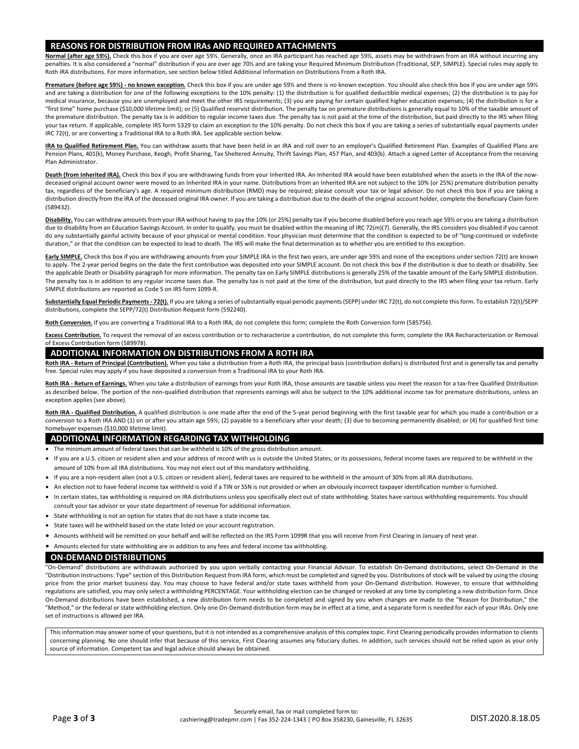## REASONS FOR DISTRIBUTION FROM IRAs AND REQUIRED ATTACHMENTS

**Normal (after age 59½).** Check this box if you are over age 59½. Generally, once an IRA participant has reached age 59½, assets may be withdrawn from an IRA without incurring any penalties. It is also considered a "normal" distribution if you are over age 70½ and are taking your Required Minimum Distribution (Traditional, SEP, SIMPLE). Special rules may apply to Roth IRA distributions. For more information, see section below titled Additional Information on Distributions From a Roth IRA.

**Premature (before age 59½) - no known exception.** Check this box if you are under age 59½ and there is no known exception. You should also check this box if you are under age 59½ and are taking a distribution for one of the following exceptions to the 10% penalty: (1) the distribution is for qualified deductible medical expenses; (2) the distribution is to pay for medical insurance, because you are unemployed and meet the other IRS requirements; (3) you are paying for certain qualified higher education expenses; (4) the distribution is for a "first time" home purchase ($10,000 lifetime limit); or (5) Qualified reservist distribution. The penalty tax on premature distributions is generally equal to 10% of the taxable amount of the premature distribution. The penalty tax is in addition to regular income taxes due. The penalty tax is not paid at the time of the distribution, but paid directly to the IRS when filing your tax return. If applicable, complete IRS form 5329 to claim an exception to the 10% penalty. Do not check this box if you are taking a series of substantially equal payments under IRC 72(t), or are converting a Traditional IRA to a Roth IRA. See applicable section below.

**IRA to Qualified Retirement Plan.** You can withdraw assets that have been held in an IRA and roll over to an employer's Qualified Retirement Plan. Examples of Qualified Plans are Pension Plans, 401(k), Money Purchase, Keogh, Profit Sharing, Tax Sheltered Annuity, Thrift Savings Plan, 457 Plan, and 403(b). Attach a signed Letter of Acceptance from the receiving Plan Administrator.

**Death (from Inherited IRA).** Check this box if you are withdrawing funds from your Inherited IRA. An Inherited IRA would have been established when the assets in the IRA of the now-deceased original account owner were moved to an Inherited IRA in your name. Distributions from an Inherited IRA are not subject to the 10% (or 25%) premature distribution penalty tax, regardless of the beneficiary's age. A required minimum distribution (RMD) may be required; please consult your tax or legal advisor. Do not check this box if you are taking a distribution directly from the IRA of the deceased original IRA owner. If you are taking a distribution due to the death of the original account holder, complete the Beneficiary Claim form (589432).

**Disability.** You can withdraw amounts from your IRA without having to pay the 10% (or 25%) penalty tax if you become disabled before you reach age 59½ or you are taking a distribution due to disability from an Education Savings Account. In order to qualify, you must be disabled within the meaning of IRC 72(m)(7). Generally, the IRS considers you disabled if you cannot do any substantially gainful activity because of your physical or mental condition. Your physician must determine that the condition is expected to be of "long-continued or indefinite duration," or that the condition can be expected to lead to death. The IRS will make the final determination as to whether you are entitled to this exception.

**Early SIMPLE.** Check this box if you are withdrawing amounts from your SIMPLE IRA in the first two years, are under age 59½ and none of the exceptions under section 72(t) are known to apply. The 2-year period begins on the date the first contribution was deposited into your SIMPLE account. Do not check this box if the distribution is due to death or disability. See the applicable Death or Disability paragraph for more information. The penalty tax on Early SIMPLE distributions is generally 25% of the taxable amount of the Early SIMPLE distribution. The penalty tax is in addition to any regular income taxes due. The penalty tax is not paid at the time of the distribution, but paid directly to the IRS when filing your tax return. Early SIMPLE distributions are reported as Code S on IRS form 1099-R.

**Substantially Equal Periodic Payments - 72(t).** If you are taking a series of substantially equal periodic payments (SEPP) under IRC 72(t), do not complete this form. To establish 72(t)/SEPP distributions, complete the SEPP/72(t) Distribution Request form (592240).

**Roth Conversion.** If you are converting a Traditional IRA to a Roth IRA, do not complete this form; complete the Roth Conversion form (585756).

**Excess Contribution.** To request the removal of an excess contribution or to recharacterize a contribution, do not complete this form; complete the IRA Recharacterization or Removal of Excess Contribution form (589978).

## ADDITIONAL INFORMATION ON DISTRIBUTIONS FROM A ROTH IRA

**Roth IRA - Return of Principal (Contribution).** When you take a distribution from a Roth IRA, the principal basis (contribution dollars) is distributed first and is generally tax and penalty free. Special rules may apply if you have deposited a conversion from a Traditional IRA to your Roth IRA.

**Roth IRA - Return of Earnings.** When you take a distribution of earnings from your Roth IRA, those amounts are taxable unless you meet the reason for a tax-free Qualified Distribution as described below. The portion of the non-qualified distribution that represents earnings will also be subject to the 10% additional income tax for premature distributions, unless an exception applies (see above).

**Roth IRA - Qualified Distribution.** A qualified distribution is one made after the end of the 5-year period beginning with the first taxable year for which you made a contribution or a conversion to a Roth IRA AND (1) on or after you attain age 59½; (2) payable to a beneficiary after your death; (3) due to becoming permanently disabled; or (4) for qualified first time homebuyer expenses ($10,000 lifetime limit).

## ADDITIONAL INFORMATION REGARDING TAX WITHHOLDING

- The minimum amount of federal taxes that can be withheld is 10% of the gross distribution amount.
- If you are a U.S. citizen or resident alien and your address of record with us is outside the United States, or its possessions, federal income taxes are required to be withheld in the amount of 10% from all IRA distributions. You may not elect out of this mandatory withholding.
- If you are a non-resident alien (not a U.S. citizen or resident alien), federal taxes are required to be withheld in the amount of 30% from all IRA distributions.
- An election not to have federal income tax withheld is void if a TIN or SSN is not provided or when an obviously incorrect taxpayer identification number is furnished.
- In certain states, tax withholding is required on IRA distributions unless you specifically elect out of state withholding. States have various withholding requirements. You should consult your tax advisor or your state department of revenue for additional information.
- State withholding is not an option for states that do not have a state income tax.
- State taxes will be withheld based on the state listed on your account registration.
- Amounts withheld will be remitted on your behalf and will be reflected on the IRS Form 1099R that you will receive from First Clearing in January of next year.
- Amounts elected for state withholding are in addition to any fees and federal income tax withholding.

## ON-DEMAND DISTRIBUTIONS

"On-Demand" distributions are withdrawals authorized by you upon verbally contacting your Financial Advisor. To establish On-Demand distributions, select On-Demand in the "Distribution Instructions: Type" section of this Distribution Request from IRA form, which must be completed and signed by you. Distributions of stock will be valued by using the closing price from the prior market business day. You may choose to have federal and/or state taxes withheld from your On-Demand distribution. However, to ensure that withholding regulations are satisfied, you may only select a withholding PERCENTAGE. Your withholding election can be changed or revoked at any time by completing a new distribution form. Once On-Demand distributions have been established, a new distribution form needs to be completed and signed by you when changes are made to the "Reason for Distribution," the "Method," or the federal or state withholding election. Only one On-Demand distribution form may be in effect at a time, and a separate form is needed for each of your IRAs. Only one set of instructions is allowed per IRA.

This information may answer some of your questions, but it is not intended as a comprehensive analysis of this complex topic. First Clearing periodically provides information to clients concerning planning. No one should infer that because of this service, First Clearing assumes any fiduciary duties. In addition, such services should not be relied upon as your only source of information. Competent tax and legal advice should always be obtained.

Securely email, fax or mail completed form to:
cashiering@tradepmr.com | Fax 352-224-1343 | PO Box 358230, Gainesville, FL 32635

DIST.2020.8.18.05